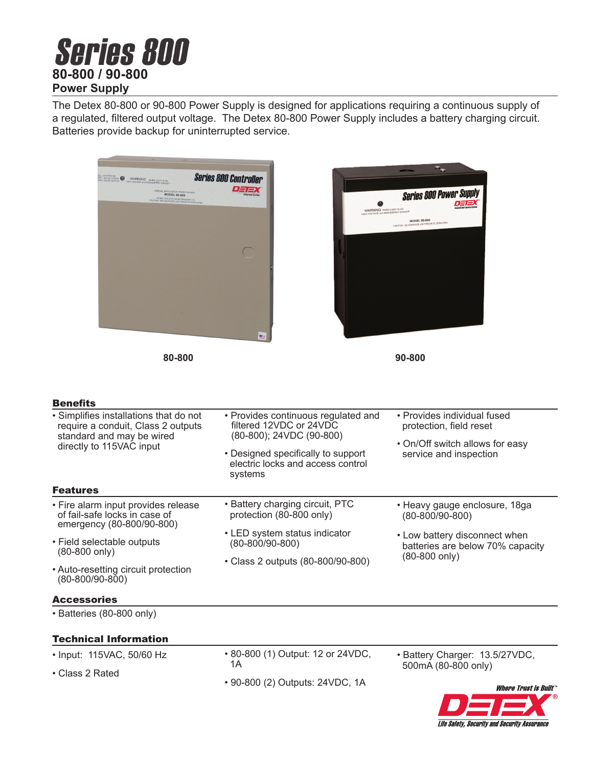# Series 800

## 80-800 / 90-800

## Power Supply

The Detex 80-800 or 90-800 Power Supply is designed for applications requiring a continuous supply of a regulated, filtered output voltage. The Detex 80-800 Power Supply includes a battery charging circuit. Batteries provide backup for uninterrupted service.

80-800

90-800

### Benefits

- Simplifies installations that do not require a conduit, Class 2 outputs standard and may be wired directly to 115VAC input
- Provides continuous regulated and filtered 12VDC or 24VDC (80-800); 24VDC (90-800)
- Designed specifically to support electric locks and access control systems
- Provides individual fused protection, field reset
- On/Off switch allows for easy service and inspection

### Features

- Fire alarm input provides release of fail-safe locks in case of emergency (80-800/90-800)
- Field selectable outputs (80-800 only)
- Auto-resetting circuit protection (80-800/90-800)
- Battery charging circuit, PTC protection (80-800 only)
- LED system status indicator (80-800/90-800)
- Class 2 outputs (80-800/90-800)
- Heavy gauge enclosure, 18ga (80-800/90-800)
- Low battery disconnect when batteries are below 70% capacity (80-800 only)

### Accessories

- Batteries (80-800 only)

### Technical Information

- Input: 115VAC, 50/60 Hz
- Class 2 Rated
- 80-800 (1) Output: 12 or 24VDC, 1A
- 90-800 (2) Outputs: 24VDC, 1A
- Battery Charger: 13.5/27VDC, 500mA (80-800 only)

*Where Trust is Built™*

DETEX®

*Life Safety, Security and Security Assurance*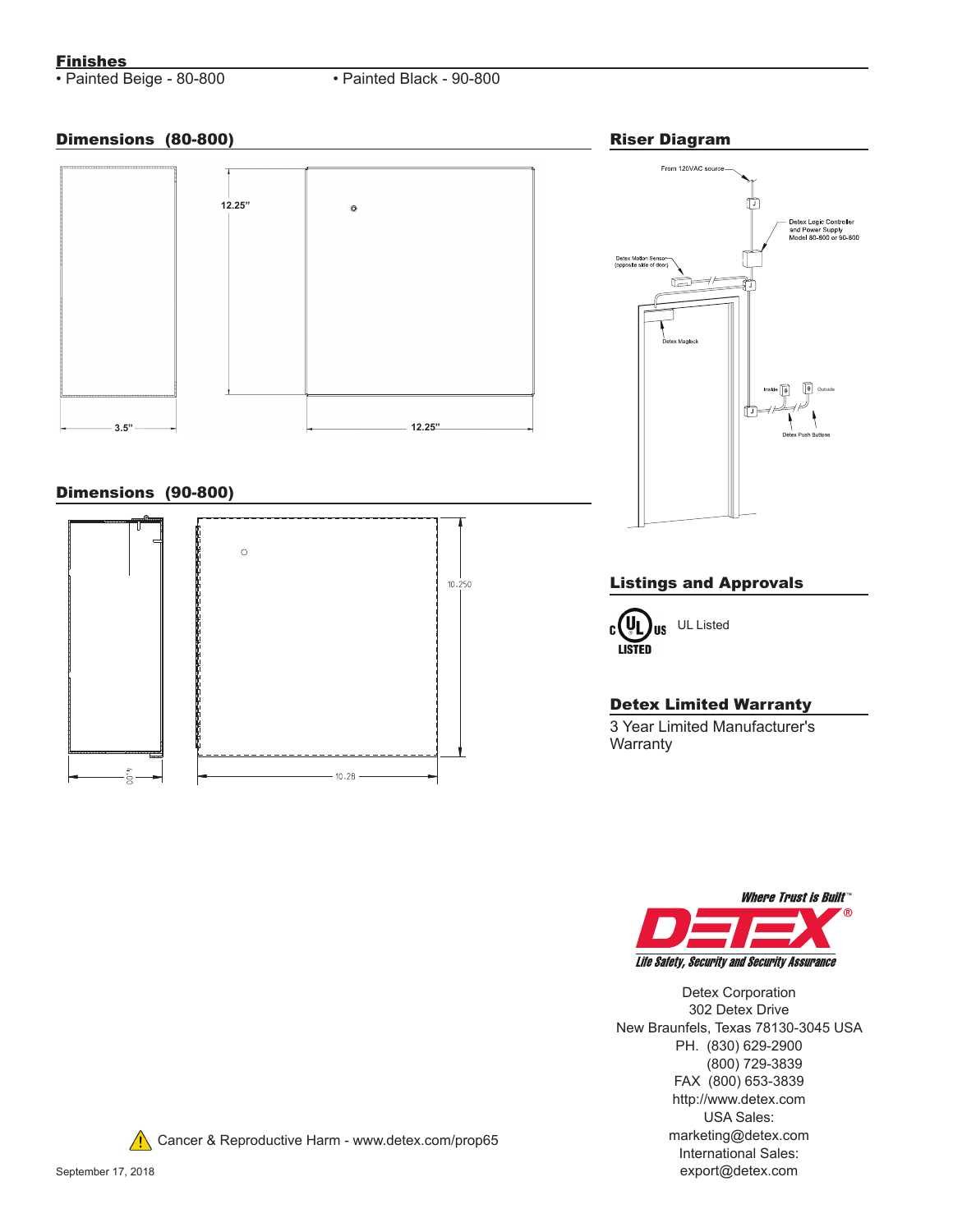## Finishes

- Painted Beige - 80-800
- Painted Black - 90-800

## Dimensions (80-800)

12.25"

3.5"

12.25"

## Dimensions (90-800)

10.250

4.00

10.28

## Riser Diagram

From 120VAC source

Detex Logic Controller and Power Supply Model 80-800 or 90-800

Detex Motion Sensor (opposite side of door)

Detex Maglock

Inside

Outside

Detex Push Buttons

## Listings and Approvals

UL Listed

## Detex Limited Warranty

3 Year Limited Manufacturer's Warranty

Where Trust is Built™

DETEX®

Life Safety, Security and Security Assurance

Detex Corporation
302 Detex Drive
New Braunfels, Texas 78130-3045 USA
PH. (830) 629-2900
(800) 729-3839
FAX (800) 653-3839
http://www.detex.com
USA Sales:
marketing@detex.com
International Sales:
export@detex.com

⚠ Cancer & Reproductive Harm - www.detex.com/prop65

September 17, 2018